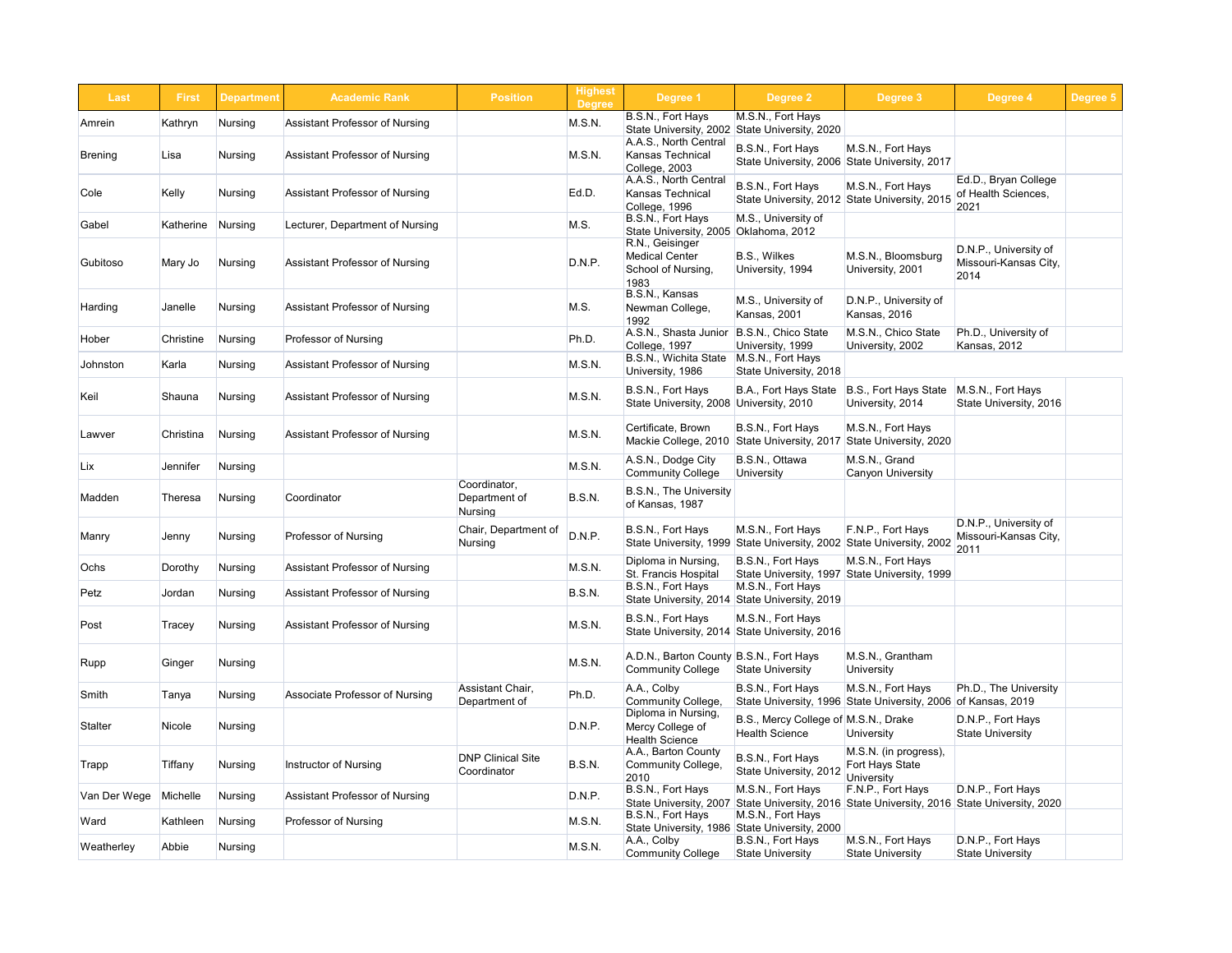| Last | First | Department | Academic Rank | Position | Highest Degree | Degree 1 | Degree 2 | Degree 3 | Degree 4 | Degree 5 |
|---|---|---|---|---|---|---|---|---|---|---|
| Amrein | Kathryn | Nursing | Assistant Professor of Nursing | | M.S.N. | B.S.N., Fort Hays State University, 2002 | M.S.N., Fort Hays State University, 2020 | | | |
| Brening | Lisa | Nursing | Assistant Professor of Nursing | | M.S.N. | A.A.S., North Central Kansas Technical College, 2003 | B.S.N., Fort Hays State University, 2006 | M.S.N., Fort Hays State University, 2017 | | |
| Cole | Kelly | Nursing | Assistant Professor of Nursing | | Ed.D. | A.A.S., North Central Kansas Technical College, 1996 | B.S.N., Fort Hays State University, 2012 | M.S.N., Fort Hays State University, 2015 | Ed.D., Bryan College of Health Sciences, 2021 | |
| Gabel | Katherine | Nursing | Lecturer, Department of Nursing | | M.S. | B.S.N., Fort Hays State University, 2005 | M.S., University of Oklahoma, 2012 | | | |
| Gubitoso | Mary Jo | Nursing | Assistant Professor of Nursing | | D.N.P. | R.N., Geisinger Medical Center School of Nursing, 1983 | B.S., Wilkes University, 1994 | M.S.N., Bloomsburg University, 2001 | D.N.P., University of Missouri-Kansas City, 2014 | |
| Harding | Janelle | Nursing | Assistant Professor of Nursing | | M.S. | B.S.N., Kansas Newman College, 1992 | M.S., University of Kansas, 2001 | D.N.P., University of Kansas, 2016 | | |
| Hober | Christine | Nursing | Professor of Nursing | | Ph.D. | A.S.N., Shasta Junior College, 1997 | B.S.N., Chico State University, 1999 | M.S.N., Chico State University, 2002 | Ph.D., University of Kansas, 2012 | |
| Johnston | Karla | Nursing | Assistant Professor of Nursing | | M.S.N. | B.S.N., Wichita State University, 1986 | M.S.N., Fort Hays State University, 2018 | | | |
| Keil | Shauna | Nursing | Assistant Professor of Nursing | | M.S.N. | B.S.N., Fort Hays State University, 2008 | B.A., Fort Hays State University, 2010 | B.S., Fort Hays State University, 2014 | M.S.N., Fort Hays State University, 2016 | |
| Lawver | Christina | Nursing | Assistant Professor of Nursing | | M.S.N. | Certificate, Brown Mackie College, 2010 | B.S.N., Fort Hays State University, 2017 | M.S.N., Fort Hays State University, 2020 | | |
| Lix | Jennifer | Nursing | | | M.S.N. | A.S.N., Dodge City Community College | B.S.N., Ottawa University | M.S.N., Grand Canyon University | | |
| Madden | Theresa | Nursing | Coordinator | Coordinator, Department of Nursing | B.S.N. | B.S.N., The University of Kansas, 1987 | | | | |
| Manry | Jenny | Nursing | Professor of Nursing | Chair, Department of Nursing | D.N.P. | B.S.N., Fort Hays State University, 1999 | M.S.N., Fort Hays State University, 2002 | F.N.P., Fort Hays State University, 2002 | D.N.P., University of Missouri-Kansas City, 2011 | |
| Ochs | Dorothy | Nursing | Assistant Professor of Nursing | | M.S.N. | Diploma in Nursing, St. Francis Hospital | B.S.N., Fort Hays State University, 1997 | M.S.N., Fort Hays State University, 1999 | | |
| Petz | Jordan | Nursing | Assistant Professor of Nursing | | B.S.N. | B.S.N., Fort Hays State University, 2014 | M.S.N., Fort Hays State University, 2019 | | | |
| Post | Tracey | Nursing | Assistant Professor of Nursing | | M.S.N. | B.S.N., Fort Hays State University, 2014 | M.S.N., Fort Hays State University, 2016 | | | |
| Rupp | Ginger | Nursing | | | M.S.N. | A.D.N., Barton County Community College | B.S.N., Fort Hays State University | M.S.N., Grantham University | | |
| Smith | Tanya | Nursing | Associate Professor of Nursing | Assistant Chair, Department of | Ph.D. | A.A., Colby Community College, | B.S.N., Fort Hays State University, 1996 | M.S.N., Fort Hays State University, 2006 | Ph.D., The University of Kansas, 2019 | |
| Stalter | Nicole | Nursing | | | D.N.P. | Diploma in Nursing, Mercy College of Health Science | B.S., Mercy College of Health Science | M.S.N., Drake University | D.N.P., Fort Hays State University | |
| Trapp | Tiffany | Nursing | Instructor of Nursing | DNP Clinical Site Coordinator | B.S.N. | A.A., Barton County Community College, 2010 | B.S.N., Fort Hays State University, 2012 | M.S.N. (in progress), Fort Hays State University | | |
| Van Der Wege | Michelle | Nursing | Assistant Professor of Nursing | | D.N.P. | B.S.N., Fort Hays State University, 2007 | M.S.N., Fort Hays State University, 2016 | F.N.P., Fort Hays State University, 2016 | D.N.P., Fort Hays State University, 2020 | |
| Ward | Kathleen | Nursing | Professor of Nursing | | M.S.N. | B.S.N., Fort Hays State University, 1986 | M.S.N., Fort Hays State University, 2000 | | | |
| Weatherley | Abbie | Nursing | | | M.S.N. | A.A., Colby Community College | B.S.N., Fort Hays State University | M.S.N., Fort Hays State University | D.N.P., Fort Hays State University | |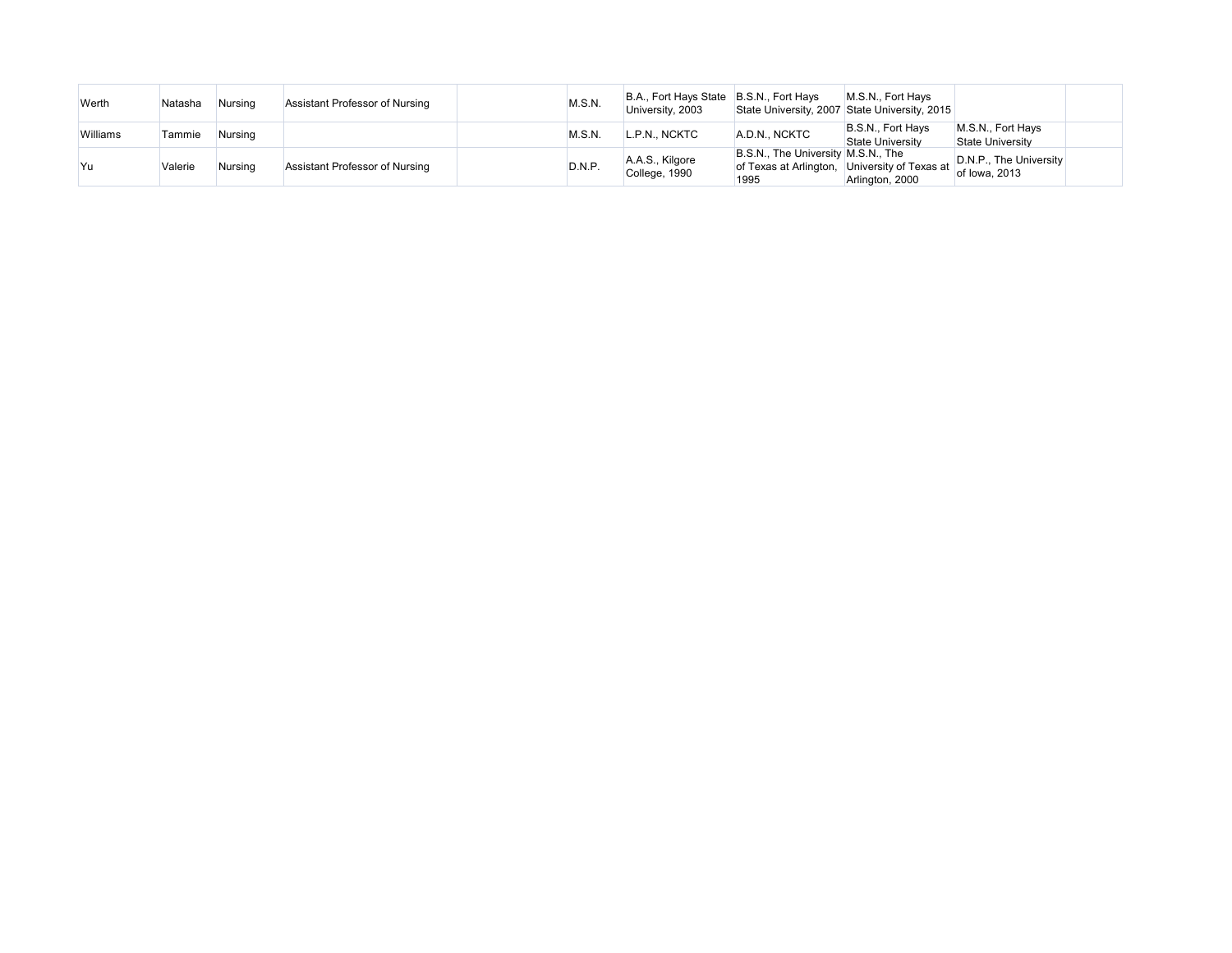| | | | | | | | | | | |
|---|---|---|---|---|---|---|---|---|---|---|
| Werth | Natasha | Nursing | Assistant Professor of Nursing | | M.S.N. | B.A., Fort Hays State University, 2003 | B.S.N., Fort Hays State University, 2007 | M.S.N., Fort Hays State University, 2015 | | |
| Williams | Tammie | Nursing | | | M.S.N. | L.P.N., NCKTC | A.D.N., NCKTC | B.S.N., Fort Hays State University | M.S.N., Fort Hays State University | |
| Yu | Valerie | Nursing | Assistant Professor of Nursing | | D.N.P. | A.A.S., Kilgore College, 1990 | B.S.N., The University of Texas at Arlington, 1995 | M.S.N., The University of Texas at Arlington, 2000 | D.N.P., The University of Iowa, 2013 | |